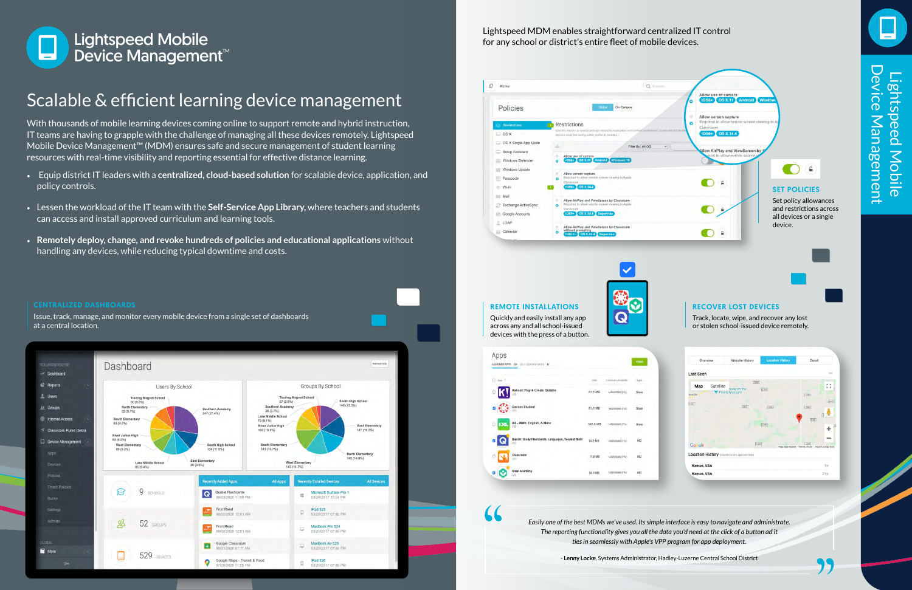# Lightspeed Mobile Device Management™

## Scalable & efficient learning device management

With thousands of mobile learning devices coming online to support remote and hybrid instruction, IT teams are having to grapple with the challenge of managing all these devices remotely. Lightspeed Mobile Device Management™ (MDM) ensures safe and secure management of student learning resources with real-time visibility and reporting essential for effective distance learning.

- Equip district IT leaders with a **centralized, cloud-based solution** for scalable device, application, and policy controls.
- Lessen the workload of the IT team with the **Self-Service App Library,** where teachers and students can access and install approved curriculum and learning tools.
- **Remotely deploy, change, and revoke hundreds of policies and educational applications** without handling any devices, while reducing typical downtime and costs.

### CENTRALIZED DASHBOARDS

Issue, track, manage, and monitor every mobile device from a single set of dashboards at a central location.

Lightspeed MDM enables straightforward centralized IT control for any school or district's entire fleet of mobile devices.

### SET POLICIES

Set policy allowances and restrictions across all devices or a single device.

### REMOTE INSTALLATIONS

Quickly and easily install any app across any and all school-issued devices with the press of a button.

### RECOVER LOST DEVICES

Track, locate, wipe, and recover any lost or stolen school-issued device remotely.

> *Easily one of the best MDMs we've used. Its simple interface is easy to navigate and administrate. The reporting functionality gives you all the data you'd need at the click of a button and it ties in seamlessly with Apple's VPP program for app deployment.*
>
> \- **Lenny Locke,** Systems Administrator, Hadley-Luzerne Central School District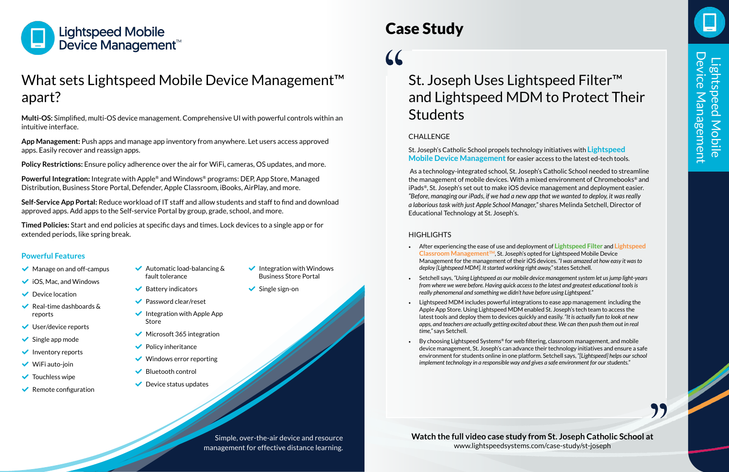# Lightspeed Mobile Device Management™

## What sets Lightspeed Mobile Device Management™ apart?

**Multi-OS:** Simplified, multi-OS device management. Comprehensive UI with powerful controls within an intuitive interface.

**App Management:** Push apps and manage app inventory from anywhere. Let users access approved apps. Easily recover and reassign apps.

**Policy Restrictions:** Ensure policy adherence over the air for WiFi, cameras, OS updates, and more.

**Powerful Integration:** Integrate with Apple® and Windows® programs: DEP, App Store, Managed Distribution, Business Store Portal, Defender, Apple Classroom, iBooks, AirPlay, and more.

**Self-Service App Portal:** Reduce workload of IT staff and allow students and staff to find and download approved apps. Add apps to the Self-service Portal by group, grade, school, and more.

**Timed Policies:** Start and end policies at specific days and times. Lock devices to a single app or for extended periods, like spring break.

### Powerful Features

- Manage on and off-campus
- iOS, Mac, and Windows
- Device location
- Real-time dashboards & reports
- User/device reports
- Single app mode
- Inventory reports
- WiFi auto-join
- Touchless wipe
- Remote configuration
- Automatic load-balancing & fault tolerance
- Battery indicators
- Password clear/reset
- Integration with Apple App Store
- Microsoft 365 integration
- Policy inheritance
- Windows error reporting
- Bluetooth control
- Device status updates
- Integration with Windows Business Store Portal
- Single sign-on

Simple, over-the-air device and resource management for effective distance learning.

# Case Study

## St. Joseph Uses Lightspeed Filter™ and Lightspeed MDM to Protect Their Students

### CHALLENGE

St. Joseph's Catholic School propels technology initiatives with **Lightspeed Mobile Device Management** for easier access to the latest ed-tech tools.

As a technology-integrated school, St. Joseph's Catholic School needed to streamline the management of mobile devices. With a mixed environment of Chromebooks® and iPads®, St. Joseph's set out to make iOS device management and deployment easier. *"Before, managing our iPads, if we had a new app that we wanted to deploy, it was really a laborious task with just Apple School Manager,"* shares Melinda Setchell, Director of Educational Technology at St. Joseph's.

### HIGHLIGHTS

- After experiencing the ease of use and deployment of Lightspeed Filter and Lightspeed Classroom Management™, St. Joseph's opted for Lightspeed Mobile Device Management for the management of their iOS devices. *"I was amazed at how easy it was to deploy [Lightspeed MDM]. It started working right away,"* states Setchell.
- Setchell says, *"Using Lightspeed as our mobile device management system let us jump light-years from where we were before. Having quick access to the latest and greatest educational tools is really phenomenal and something we didn't have before using Lightspeed."*
- Lightspeed MDM includes powerful integrations to ease app management including the Apple App Store. Using Lightspeed MDM enabled St. Joseph's tech team to access the latest tools and deploy them to devices quickly and easily. *"It is actually fun to look at new apps, and teachers are actually getting excited about these. We can then push them out in real time,"* says Setchell.
- By choosing Lightspeed Systems® for web filtering, classroom management, and mobile device management, St. Joseph's can advance their technology initiatives and ensure a safe environment for students online in one platform. Setchell says, *"[Lightspeed] helps our school implement technology in a responsible way and gives a safe environment for our students."*

**Watch the full video case study from St. Joseph Catholic School at**
www.lightspeedsystems.com/case-study/st-joseph